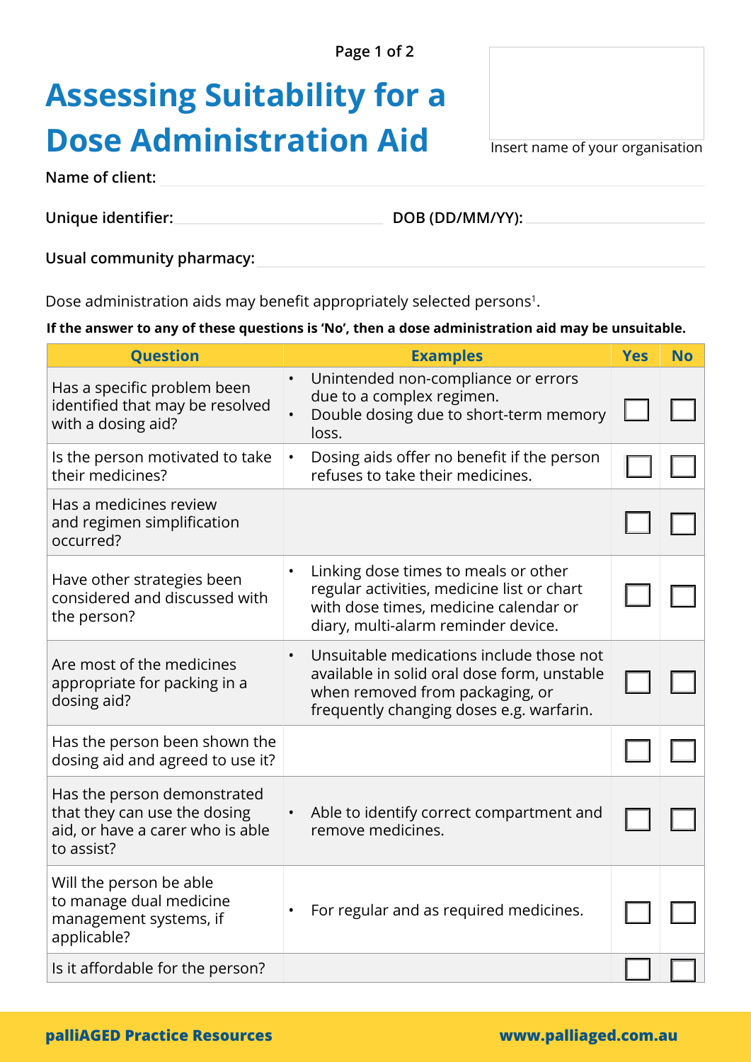# Assessing Suitability for a Dose Administration Aid

Insert name of your organisation

**Name of client:**

**Unique identifier:** **DOB (DD/MM/YY):**

**Usual community pharmacy:**

Dose administration aids may benefit appropriately selected persons[1].

**If the answer to any of these questions is 'No', then a dose administration aid may be unsuitable.**

| Question | Examples | Yes | No |
|---|---|---|---|
| Has a specific problem been identified that may be resolved with a dosing aid? | • Unintended non-compliance or errors due to a complex regimen.<br>• Double dosing due to short-term memory loss. | ☐ | ☐ |
| Is the person motivated to take their medicines? | • Dosing aids offer no benefit if the person refuses to take their medicines. | ☐ | ☐ |
| Has a medicines review and regimen simplification occurred? | | ☐ | ☐ |
| Have other strategies been considered and discussed with the person? | • Linking dose times to meals or other regular activities, medicine list or chart with dose times, medicine calendar or diary, multi-alarm reminder device. | ☐ | ☐ |
| Are most of the medicines appropriate for packing in a dosing aid? | • Unsuitable medications include those not available in solid oral dose form, unstable when removed from packaging, or frequently changing doses e.g. warfarin. | ☐ | ☐ |
| Has the person been shown the dosing aid and agreed to use it? | | ☐ | ☐ |
| Has the person demonstrated that they can use the dosing aid, or have a carer who is able to assist? | • Able to identify correct compartment and remove medicines. | ☐ | ☐ |
| Will the person be able to manage dual medicine management systems, if applicable? | • For regular and as required medicines. | ☐ | ☐ |
| Is it affordable for the person? | | ☐ | ☐ |

**palliAGED Practice Resources** **www.palliaged.com.au**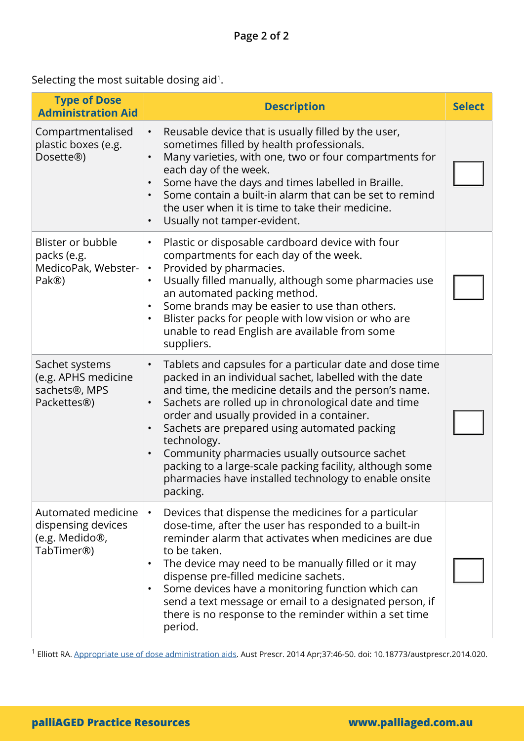Selecting the most suitable dosing aid[1].

| Type of Dose Administration Aid | Description | Select |
| --- | --- | --- |
| Compartmentalised plastic boxes (e.g. Dosette®) | • Reusable device that is usually filled by the user, sometimes filled by health professionals.<br>• Many varieties, with one, two or four compartments for each day of the week.<br>• Some have the days and times labelled in Braille.<br>• Some contain a built-in alarm that can be set to remind the user when it is time to take their medicine.<br>• Usually not tamper-evident. | ☐ |
| Blister or bubble packs (e.g. MedicoPak, Webster-Pak®) | • Plastic or disposable cardboard device with four compartments for each day of the week.<br>• Provided by pharmacies.<br>• Usually filled manually, although some pharmacies use an automated packing method.<br>• Some brands may be easier to use than others.<br>• Blister packs for people with low vision or who are unable to read English are available from some suppliers. | ☐ |
| Sachet systems (e.g. APHS medicine sachets®, MPS Packettes®) | • Tablets and capsules for a particular date and dose time packed in an individual sachet, labelled with the date and time, the medicine details and the person's name.<br>• Sachets are rolled up in chronological date and time order and usually provided in a container.<br>• Sachets are prepared using automated packing technology.<br>• Community pharmacies usually outsource sachet packing to a large-scale packing facility, although some pharmacies have installed technology to enable onsite packing. | ☐ |
| Automated medicine dispensing devices (e.g. Medido®, TabTimer®) | • Devices that dispense the medicines for a particular dose-time, after the user has responded to a built-in reminder alarm that activates when medicines are due to be taken.<br>• The device may need to be manually filled or it may dispense pre-filled medicine sachets.<br>• Some devices have a monitoring function which can send a text message or email to a designated person, if there is no response to the reminder within a set time period. | ☐ |

[1] Elliott RA. Appropriate use of dose administration aids. Aust Prescr. 2014 Apr;37:46-50. doi: 10.18773/austprescr.2014.020.